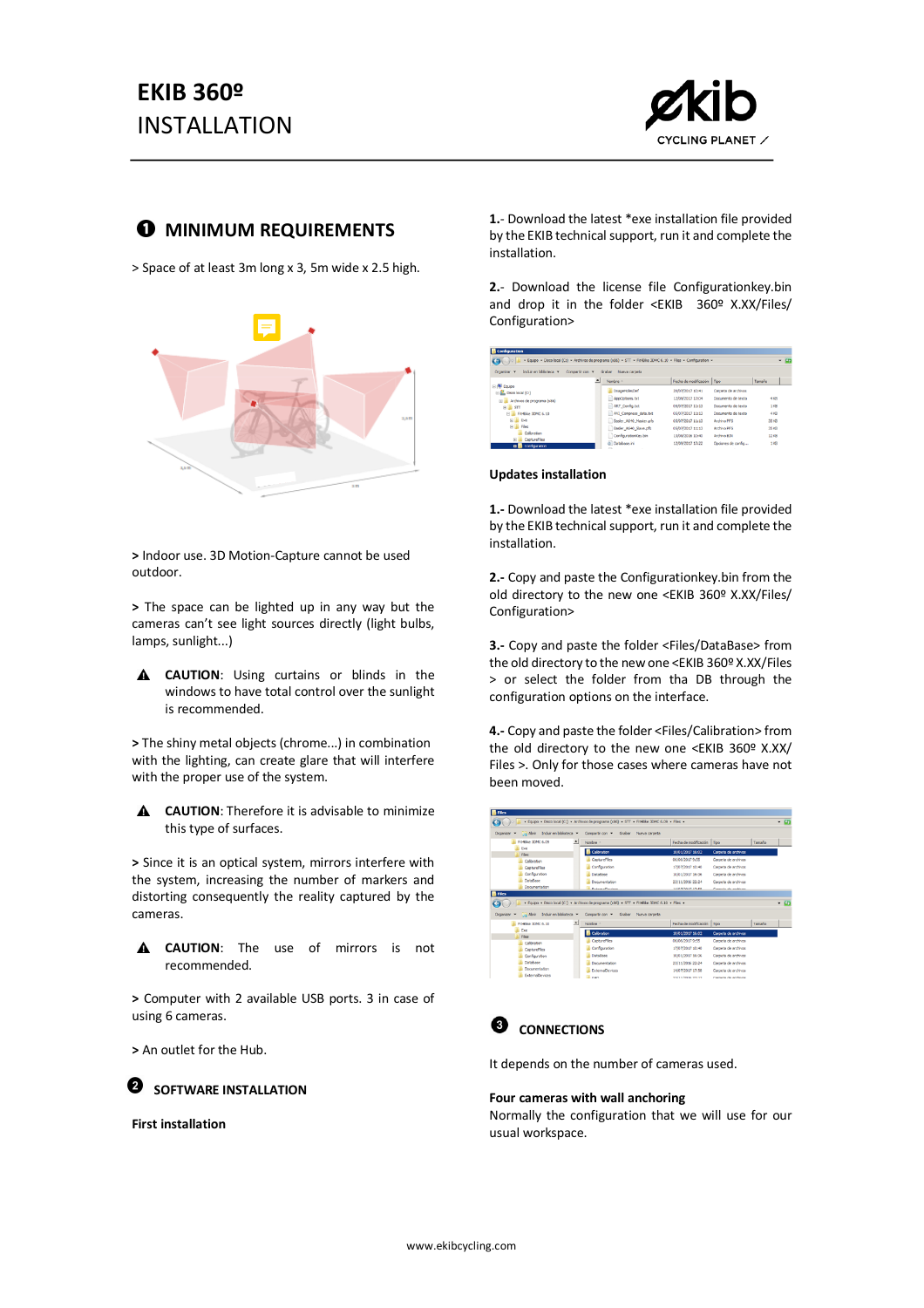# EKIB 360º INSTALLATION

## ❶ MINIMUM REQUIREMENTS

> Space of at least 3m long x 3, 5m wide x 2.5 high.

> Indoor use. 3D Motion-Capture cannot be used outdoor.

> The space can be lighted up in any way but the cameras can't see light sources directly (light bulbs, lamps, sunlight...)

⚠ **CAUTION**: Using curtains or blinds in the windows to have total control over the sunlight is recommended.

> The shiny metal objects (chrome...) in combination with the lighting, can create glare that will interfere with the proper use of the system.

⚠ **CAUTION**: Therefore it is advisable to minimize this type of surfaces.

> Since it is an optical system, mirrors interfere with the system, increasing the number of markers and distorting consequently the reality captured by the cameras.

⚠ **CAUTION**: The use of mirrors is not recommended.

> Computer with 2 available USB ports. 3 in case of using 6 cameras.

> An outlet for the Hub.

## ❷ SOFTWARE INSTALLATION

**First installation**

**1.**- Download the latest *exe installation file provided by the EKIB technical support, run it and complete the installation.

**2.**- Download the license file Configurationkey.bin and drop it in the folder <EKIB 360º X.XX/Files/Configuration>

**Updates installation**

**1.-** Download the latest *exe installation file provided by the EKIB technical support, run it and complete the installation.

**2.-** Copy and paste the Configurationkey.bin from the old directory to the new one <EKIB 360º X.XX/Files/Configuration>

**3.-** Copy and paste the folder <Files/DataBase> from the old directory to the new one <EKIB 360º X.XX/Files > or select the folder from tha DB through the configuration options on the interface.

**4.-** Copy and paste the folder <Files/Calibration> from the old directory to the new one <EKIB 360º X.XX/ Files >. Only for those cases where cameras have not been moved.

## ❸ CONNECTIONS

It depends on the number of cameras used.

**Four cameras with wall anchoring**

Normally the configuration that we will use for our usual workspace.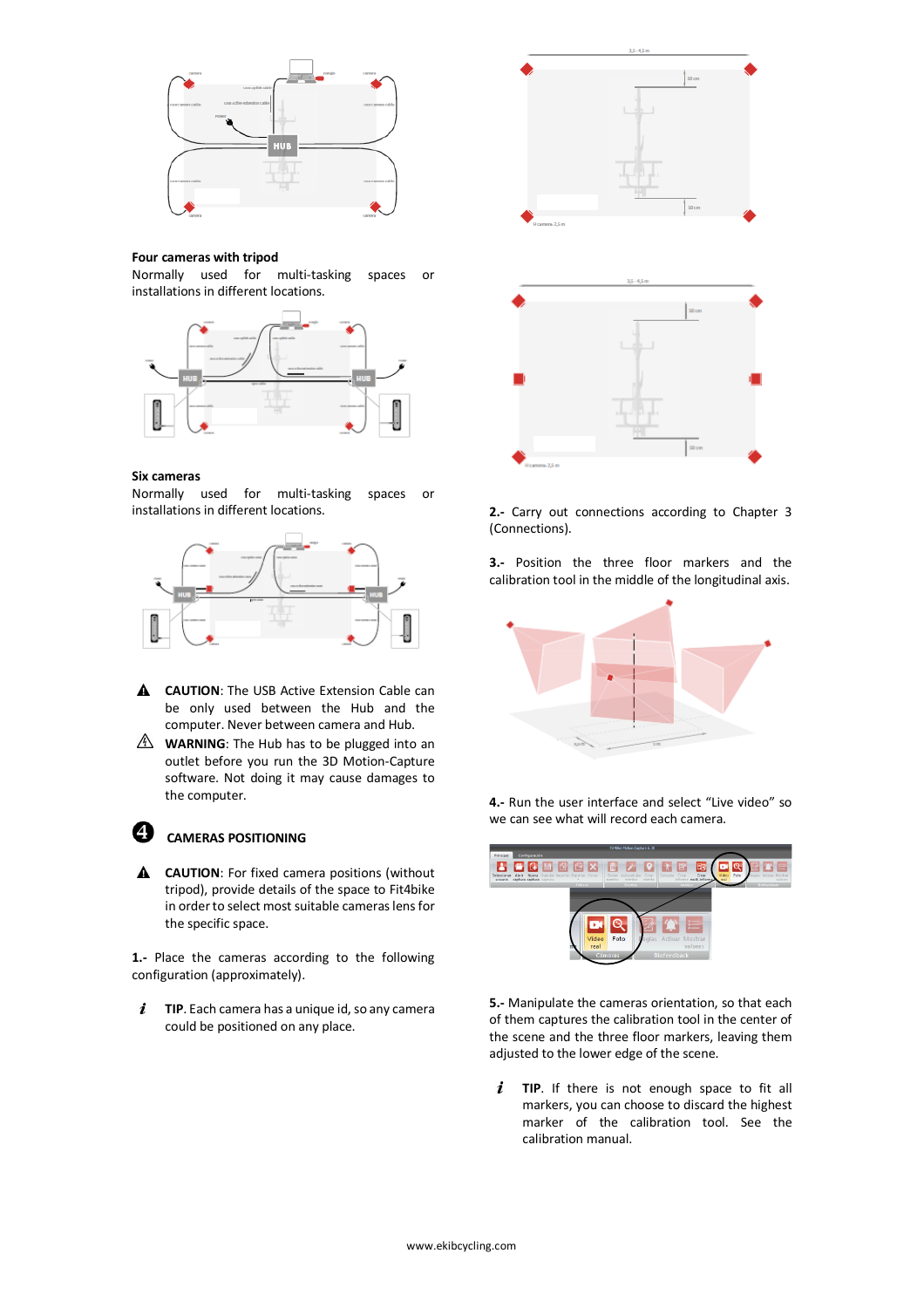**Four cameras with tripod**
Normally used for multi-tasking spaces or installations in different locations.

**Six cameras**
Normally used for multi-tasking spaces or installations in different locations.

⚠ **CAUTION**: The USB Active Extension Cable can be only used between the Hub and the computer. Never between camera and Hub.

⚠ **WARNING**: The Hub has to be plugged into an outlet before you run the 3D Motion-Capture software. Not doing it may cause damages to the computer.

## ❹ CAMERAS POSITIONING

⚠ **CAUTION**: For fixed camera positions (without tripod), provide details of the space to Fit4bike in order to select most suitable cameras lens for the specific space.

**1.-** Place the cameras according to the following configuration (approximately).

*i* **TIP**. Each camera has a unique id, so any camera could be positioned on any place.

**2.-** Carry out connections according to Chapter 3 (Connections).

**3.-** Position the three floor markers and the calibration tool in the middle of the longitudinal axis.

**4.-** Run the user interface and select "Live video" so we can see what will record each camera.

**5.-** Manipulate the cameras orientation, so that each of them captures the calibration tool in the center of the scene and the three floor markers, leaving them adjusted to the lower edge of the scene.

*i* **TIP**. If there is not enough space to fit all markers, you can choose to discard the highest marker of the calibration tool. See the calibration manual.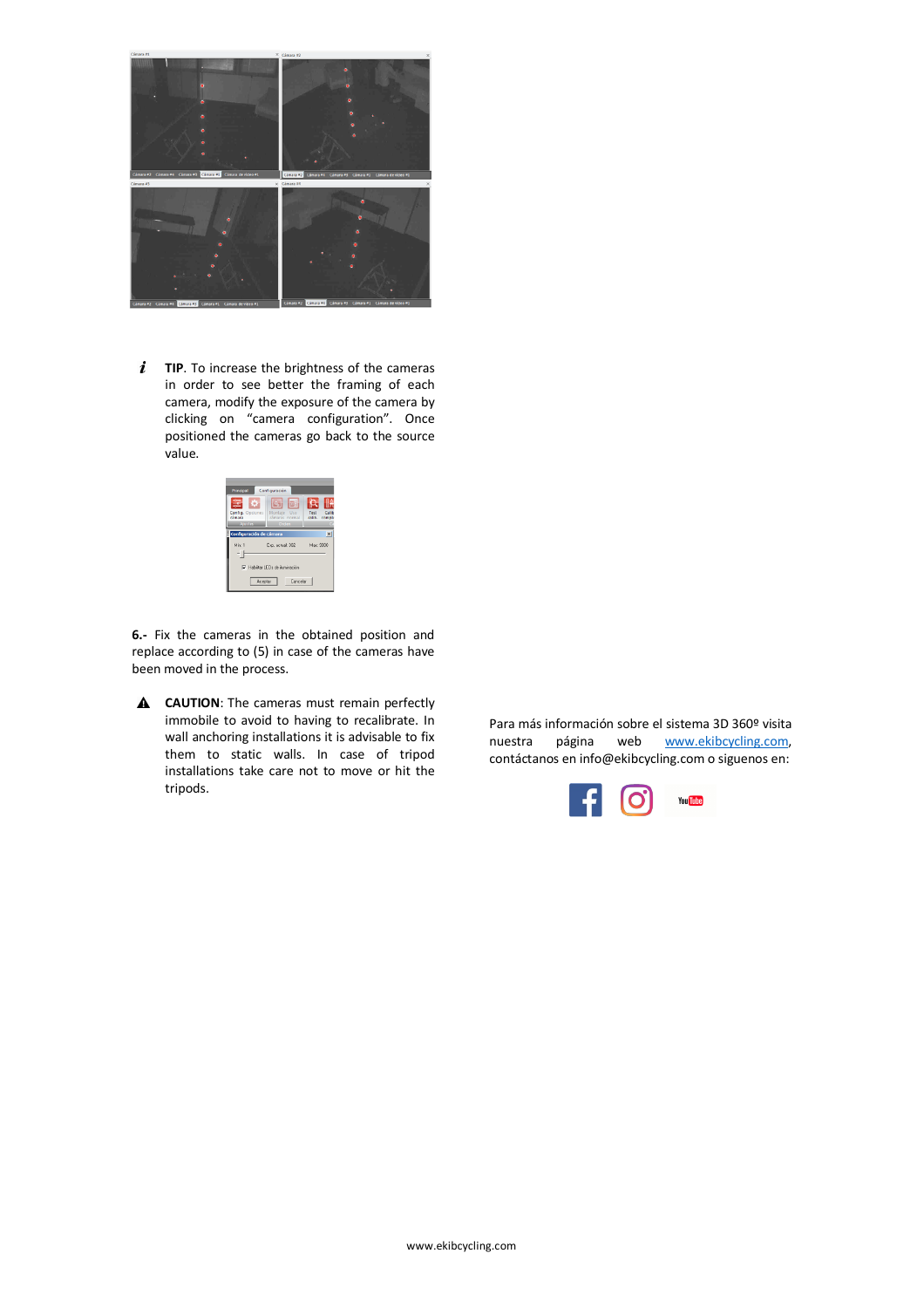*i* **TIP**. To increase the brightness of the cameras in order to see better the framing of each camera, modify the exposure of the camera by clicking on "camera configuration". Once positioned the cameras go back to the source value.

**6.-** Fix the cameras in the obtained position and replace according to (5) in case of the cameras have been moved in the process.

⚠ **CAUTION**: The cameras must remain perfectly immobile to avoid to having to recalibrate. In wall anchoring installations it is advisable to fix them to static walls. In case of tripod installations take care not to move or hit the tripods.

Para más información sobre el sistema 3D 360º visita nuestra página web [www.ekibcycling.com](http://www.ekibcycling.com), contáctanos en info@ekibcycling.com o siguenos en: